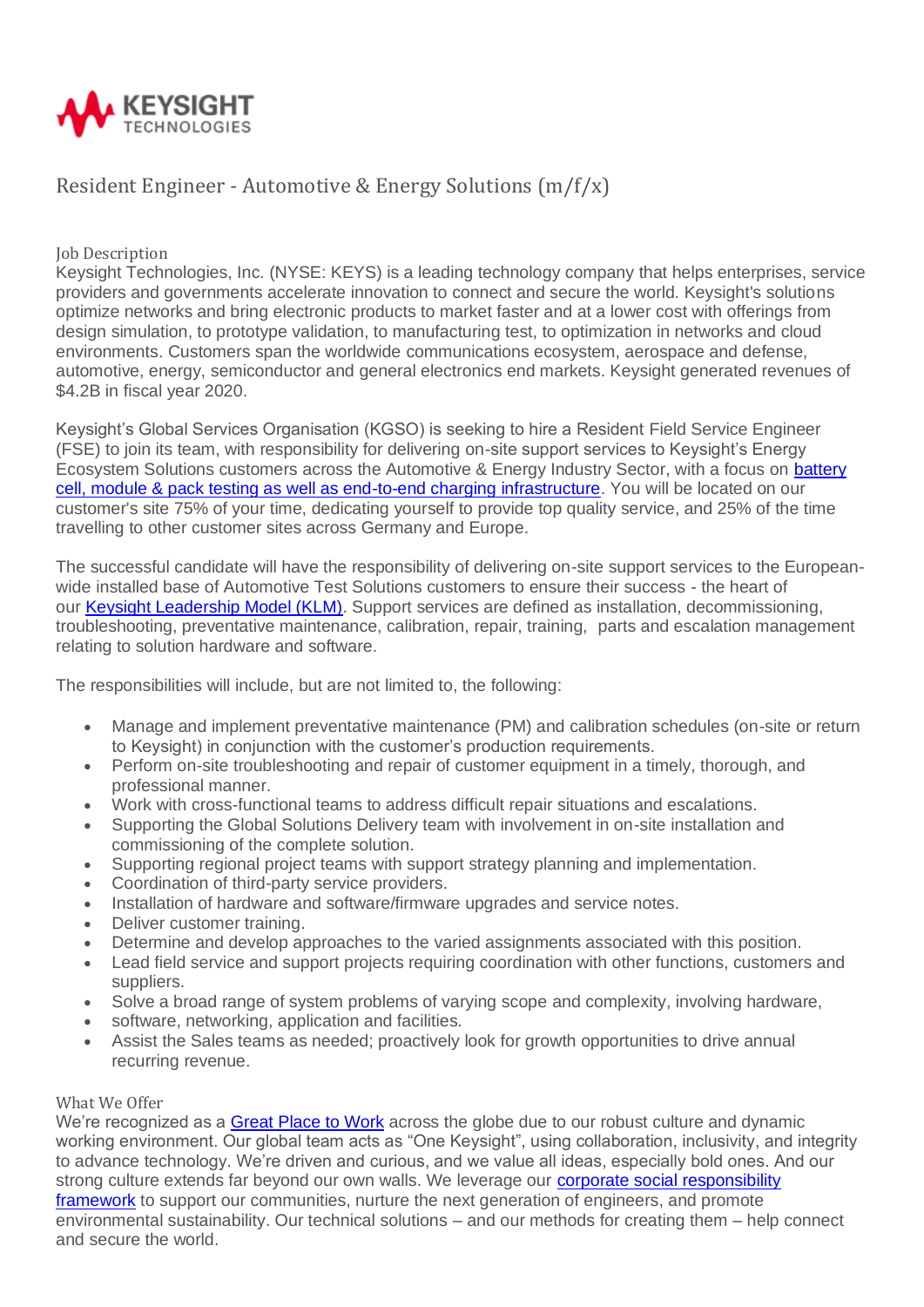KEYSIGHT TECHNOLOGIES

# Resident Engineer - Automotive & Energy Solutions (m/f/x)

## Job Description

Keysight Technologies, Inc. (NYSE: KEYS) is a leading technology company that helps enterprises, service providers and governments accelerate innovation to connect and secure the world. Keysight's solutions optimize networks and bring electronic products to market faster and at a lower cost with offerings from design simulation, to prototype validation, to manufacturing test, to optimization in networks and cloud environments. Customers span the worldwide communications ecosystem, aerospace and defense, automotive, energy, semiconductor and general electronics end markets. Keysight generated revenues of $4.2B in fiscal year 2020.

Keysight's Global Services Organisation (KGSO) is seeking to hire a Resident Field Service Engineer (FSE) to join its team, with responsibility for delivering on-site support services to Keysight's Energy Ecosystem Solutions customers across the Automotive & Energy Industry Sector, with a focus on battery cell, module & pack testing as well as end-to-end charging infrastructure. You will be located on our customer's site 75% of your time, dedicating yourself to provide top quality service, and 25% of the time travelling to other customer sites across Germany and Europe.

The successful candidate will have the responsibility of delivering on-site support services to the European-wide installed base of Automotive Test Solutions customers to ensure their success - the heart of our Keysight Leadership Model (KLM). Support services are defined as installation, decommissioning, troubleshooting, preventative maintenance, calibration, repair, training, parts and escalation management relating to solution hardware and software.

The responsibilities will include, but are not limited to, the following:

- Manage and implement preventative maintenance (PM) and calibration schedules (on-site or return to Keysight) in conjunction with the customer's production requirements.
- Perform on-site troubleshooting and repair of customer equipment in a timely, thorough, and professional manner.
- Work with cross-functional teams to address difficult repair situations and escalations.
- Supporting the Global Solutions Delivery team with involvement in on-site installation and commissioning of the complete solution.
- Supporting regional project teams with support strategy planning and implementation.
- Coordination of third-party service providers.
- Installation of hardware and software/firmware upgrades and service notes.
- Deliver customer training.
- Determine and develop approaches to the varied assignments associated with this position.
- Lead field service and support projects requiring coordination with other functions, customers and suppliers.
- Solve a broad range of system problems of varying scope and complexity, involving hardware,
- software, networking, application and facilities.
- Assist the Sales teams as needed; proactively look for growth opportunities to drive annual recurring revenue.

## What We Offer

We're recognized as a Great Place to Work across the globe due to our robust culture and dynamic working environment. Our global team acts as "One Keysight", using collaboration, inclusivity, and integrity to advance technology. We're driven and curious, and we value all ideas, especially bold ones. And our strong culture extends far beyond our own walls. We leverage our corporate social responsibility framework to support our communities, nurture the next generation of engineers, and promote environmental sustainability. Our technical solutions – and our methods for creating them – help connect and secure the world.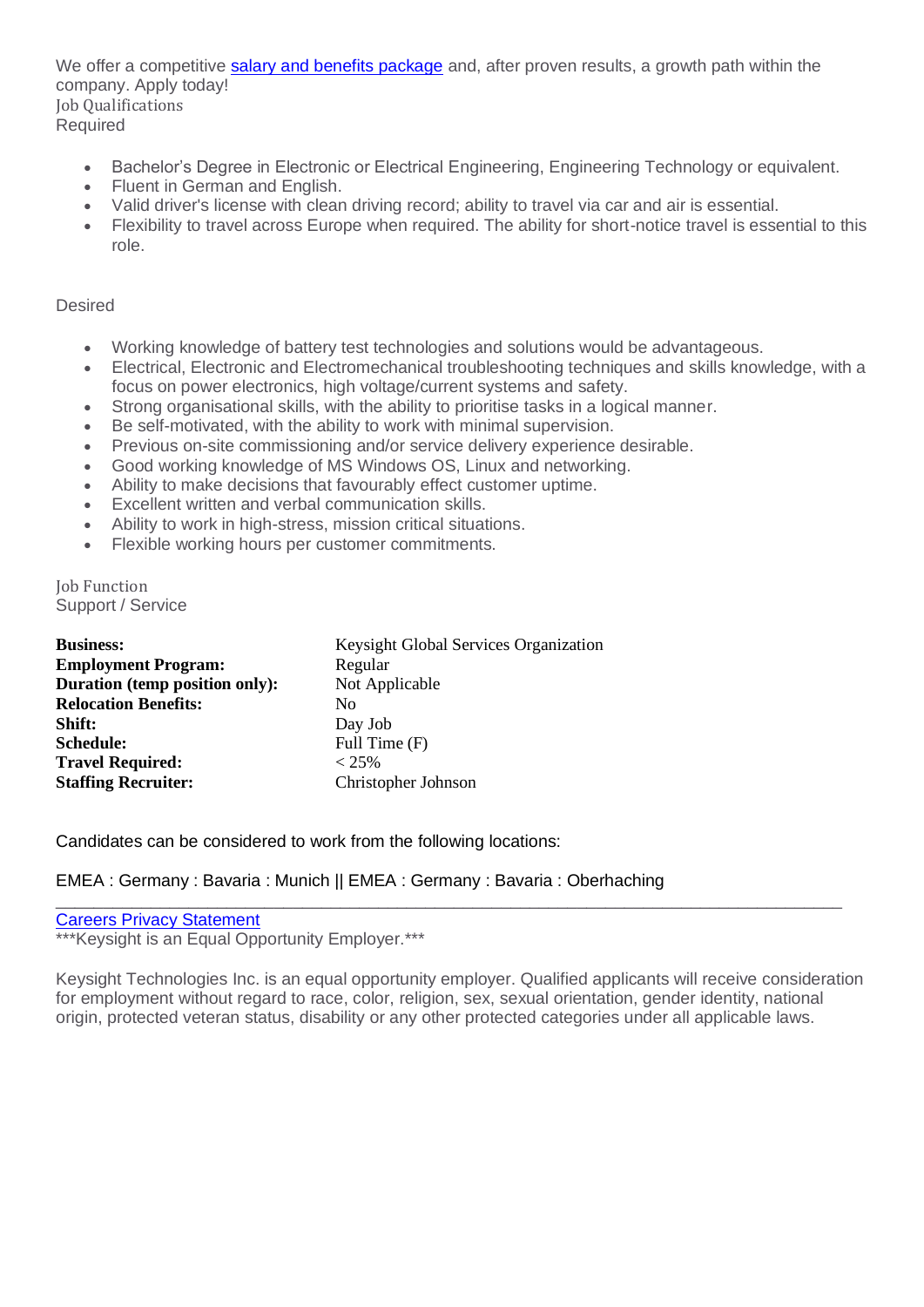We offer a competitive salary and benefits package and, after proven results, a growth path within the company. Apply today!

Job Qualifications

Required

- Bachelor's Degree in Electronic or Electrical Engineering, Engineering Technology or equivalent.
- Fluent in German and English.
- Valid driver's license with clean driving record; ability to travel via car and air is essential.
- Flexibility to travel across Europe when required. The ability for short-notice travel is essential to this role.

Desired

- Working knowledge of battery test technologies and solutions would be advantageous.
- Electrical, Electronic and Electromechanical troubleshooting techniques and skills knowledge, with a focus on power electronics, high voltage/current systems and safety.
- Strong organisational skills, with the ability to prioritise tasks in a logical manner.
- Be self-motivated, with the ability to work with minimal supervision.
- Previous on-site commissioning and/or service delivery experience desirable.
- Good working knowledge of MS Windows OS, Linux and networking.
- Ability to make decisions that favourably effect customer uptime.
- Excellent written and verbal communication skills.
- Ability to work in high-stress, mission critical situations.
- Flexible working hours per customer commitments.

Job Function

Support / Service

| | |
|---|---|
| **Business:** | Keysight Global Services Organization |
| **Employment Program:** | Regular |
| **Duration (temp position only):** | Not Applicable |
| **Relocation Benefits:** | No |
| **Shift:** | Day Job |
| **Schedule:** | Full Time (F) |
| **Travel Required:** | < 25% |
| **Staffing Recruiter:** | Christopher Johnson |

Candidates can be considered to work from the following locations:

EMEA : Germany : Bavaria : Munich || EMEA : Germany : Bavaria : Oberhaching

---

Careers Privacy Statement

***Keysight is an Equal Opportunity Employer.***

Keysight Technologies Inc. is an equal opportunity employer. Qualified applicants will receive consideration for employment without regard to race, color, religion, sex, sexual orientation, gender identity, national origin, protected veteran status, disability or any other protected categories under all applicable laws.